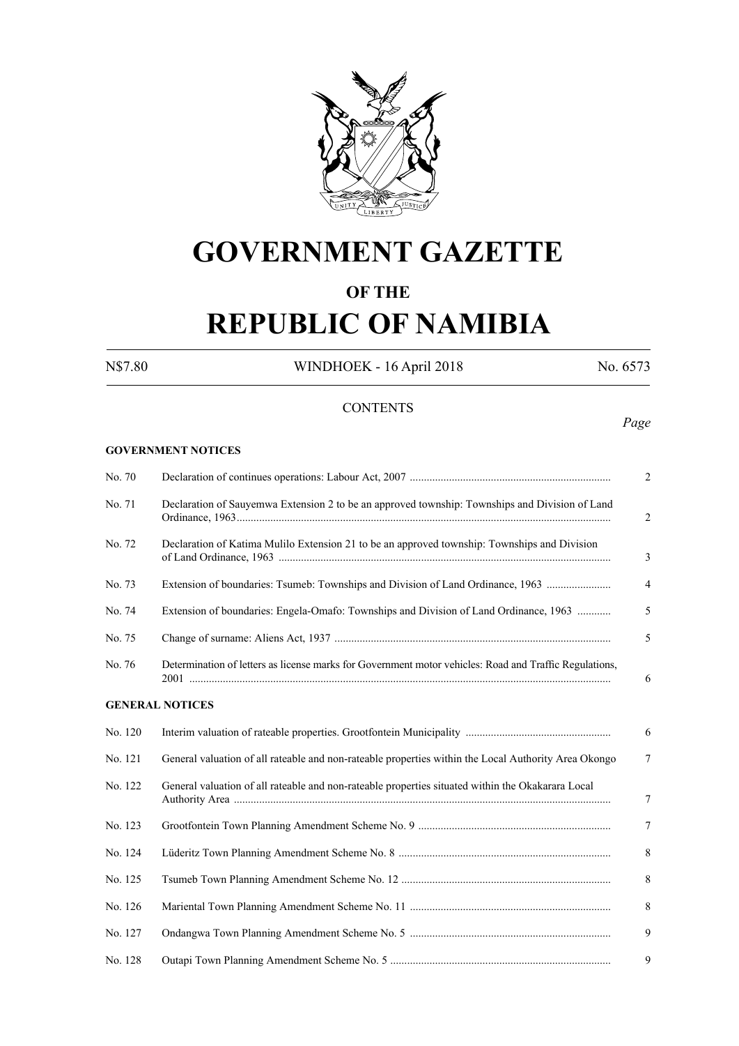# GOVERNMENT GAZETTE

## OF THE

# REPUBLIC OF NAMIBIA

N$7.80 WINDHOEK - 16 April 2018 No. 6573

CONTENTS

*Page*

**GOVERNMENT NOTICES**

| No. | | Page |
|---|---|---|
| No. 70 | Declaration of continues operations: Labour Act, 2007 | 2 |
| No. 71 | Declaration of Sauyemwa Extension 2 to be an approved township: Townships and Division of Land Ordinance, 1963 | 2 |
| No. 72 | Declaration of Katima Mulilo Extension 21 to be an approved township: Townships and Division of Land Ordinance, 1963 | 3 |
| No. 73 | Extension of boundaries: Tsumeb: Townships and Division of Land Ordinance, 1963 | 4 |
| No. 74 | Extension of boundaries: Engela-Omafo: Townships and Division of Land Ordinance, 1963 | 5 |
| No. 75 | Change of surname: Aliens Act, 1937 | 5 |
| No. 76 | Determination of letters as license marks for Government motor vehicles: Road and Traffic Regulations, 2001 | 6 |

**GENERAL NOTICES**

| No. | | Page |
|---|---|---|
| No. 120 | Interim valuation of rateable properties. Grootfontein Municipality | 6 |
| No. 121 | General valuation of all rateable and non-rateable properties within the Local Authority Area Okongo | 7 |
| No. 122 | General valuation of all rateable and non-rateable properties situated within the Okakarara Local Authority Area | 7 |
| No. 123 | Grootfontein Town Planning Amendment Scheme No. 9 | 7 |
| No. 124 | Lüderitz Town Planning Amendment Scheme No. 8 | 8 |
| No. 125 | Tsumeb Town Planning Amendment Scheme No. 12 | 8 |
| No. 126 | Mariental Town Planning Amendment Scheme No. 11 | 8 |
| No. 127 | Ondangwa Town Planning Amendment Scheme No. 5 | 9 |
| No. 128 | Outapi Town Planning Amendment Scheme No. 5 | 9 |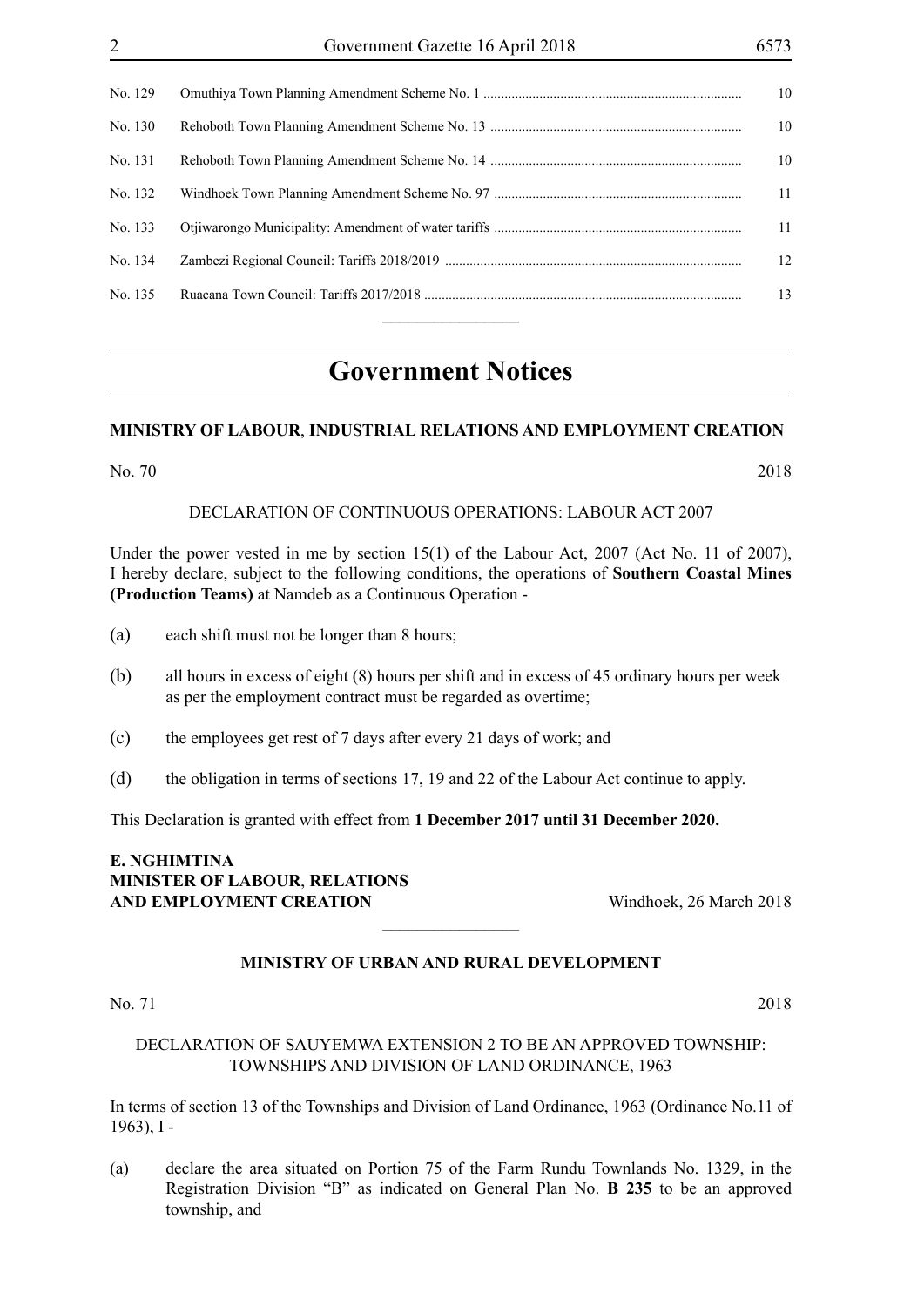| | | |
|---|---|---|
| No. 129 | Omuthiya Town Planning Amendment Scheme No. 1 | 10 |
| No. 130 | Rehoboth Town Planning Amendment Scheme No. 13 | 10 |
| No. 131 | Rehoboth Town Planning Amendment Scheme No. 14 | 10 |
| No. 132 | Windhoek Town Planning Amendment Scheme No. 97 | 11 |
| No. 133 | Otjiwarongo Municipality: Amendment of water tariffs | 11 |
| No. 134 | Zambezi Regional Council: Tariffs 2018/2019 | 12 |
| No. 135 | Ruacana Town Council: Tariffs 2017/2018 | 13 |

---

# Government Notices

## MINISTRY OF LABOUR, INDUSTRIAL RELATIONS AND EMPLOYMENT CREATION

No. 70 2018

DECLARATION OF CONTINUOUS OPERATIONS: LABOUR ACT 2007

Under the power vested in me by section 15(1) of the Labour Act, 2007 (Act No. 11 of 2007), I hereby declare, subject to the following conditions, the operations of **Southern Coastal Mines (Production Teams)** at Namdeb as a Continuous Operation -

(a) each shift must not be longer than 8 hours;

(b) all hours in excess of eight (8) hours per shift and in excess of 45 ordinary hours per week as per the employment contract must be regarded as overtime;

(c) the employees get rest of 7 days after every 21 days of work; and

(d) the obligation in terms of sections 17, 19 and 22 of the Labour Act continue to apply.

This Declaration is granted with effect from **1 December 2017 until 31 December 2020.**

**E. NGHIMTINA**
**MINISTER OF LABOUR, RELATIONS**
**AND EMPLOYMENT CREATION** Windhoek, 26 March 2018

---

## MINISTRY OF URBAN AND RURAL DEVELOPMENT

No. 71 2018

DECLARATION OF SAUYEMWA EXTENSION 2 TO BE AN APPROVED TOWNSHIP: TOWNSHIPS AND DIVISION OF LAND ORDINANCE, 1963

In terms of section 13 of the Townships and Division of Land Ordinance, 1963 (Ordinance No.11 of 1963), I -

(a) declare the area situated on Portion 75 of the Farm Rundu Townlands No. 1329, in the Registration Division "B" as indicated on General Plan No. **B 235** to be an approved township, and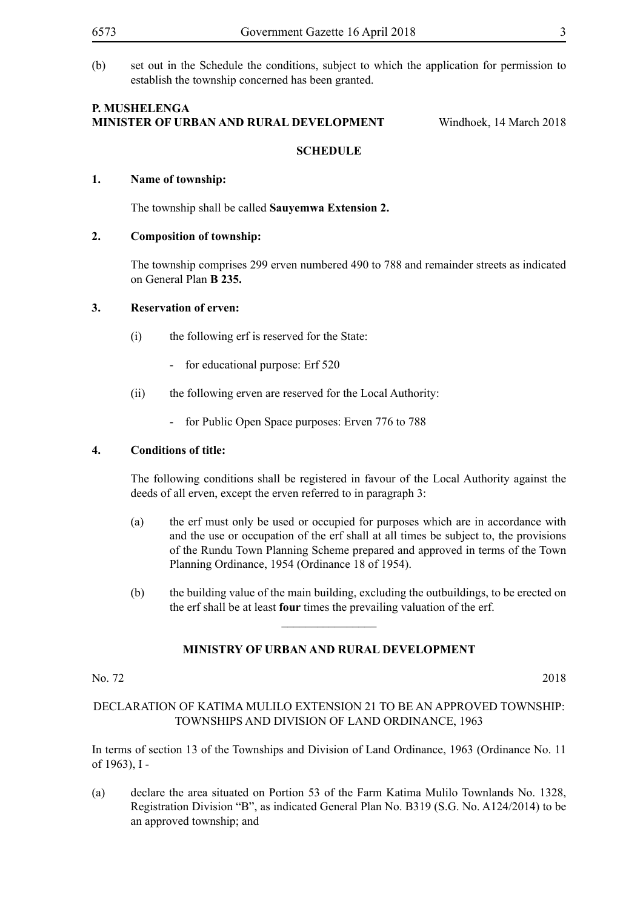(b) set out in the Schedule the conditions, subject to which the application for permission to establish the township concerned has been granted.

**P. MUSHELENGA**
**MINISTER OF URBAN AND RURAL DEVELOPMENT** Windhoek, 14 March 2018

**SCHEDULE**

**1. Name of township:**

The township shall be called **Sauyemwa Extension 2.**

**2. Composition of township:**

The township comprises 299 erven numbered 490 to 788 and remainder streets as indicated on General Plan **B 235.**

**3. Reservation of erven:**

(i) the following erf is reserved for the State:

- for educational purpose: Erf 520

(ii) the following erven are reserved for the Local Authority:

- for Public Open Space purposes: Erven 776 to 788

**4. Conditions of title:**

The following conditions shall be registered in favour of the Local Authority against the deeds of all erven, except the erven referred to in paragraph 3:

(a) the erf must only be used or occupied for purposes which are in accordance with and the use or occupation of the erf shall at all times be subject to, the provisions of the Rundu Town Planning Scheme prepared and approved in terms of the Town Planning Ordinance, 1954 (Ordinance 18 of 1954).

(b) the building value of the main building, excluding the outbuildings, to be erected on the erf shall be at least **four** times the prevailing valuation of the erf.

---

**MINISTRY OF URBAN AND RURAL DEVELOPMENT**

No. 72 2018

DECLARATION OF KATIMA MULILO EXTENSION 21 TO BE AN APPROVED TOWNSHIP: TOWNSHIPS AND DIVISION OF LAND ORDINANCE, 1963

In terms of section 13 of the Townships and Division of Land Ordinance, 1963 (Ordinance No. 11 of 1963), I -

(a) declare the area situated on Portion 53 of the Farm Katima Mulilo Townlands No. 1328, Registration Division "B", as indicated General Plan No. B319 (S.G. No. A124/2014) to be an approved township; and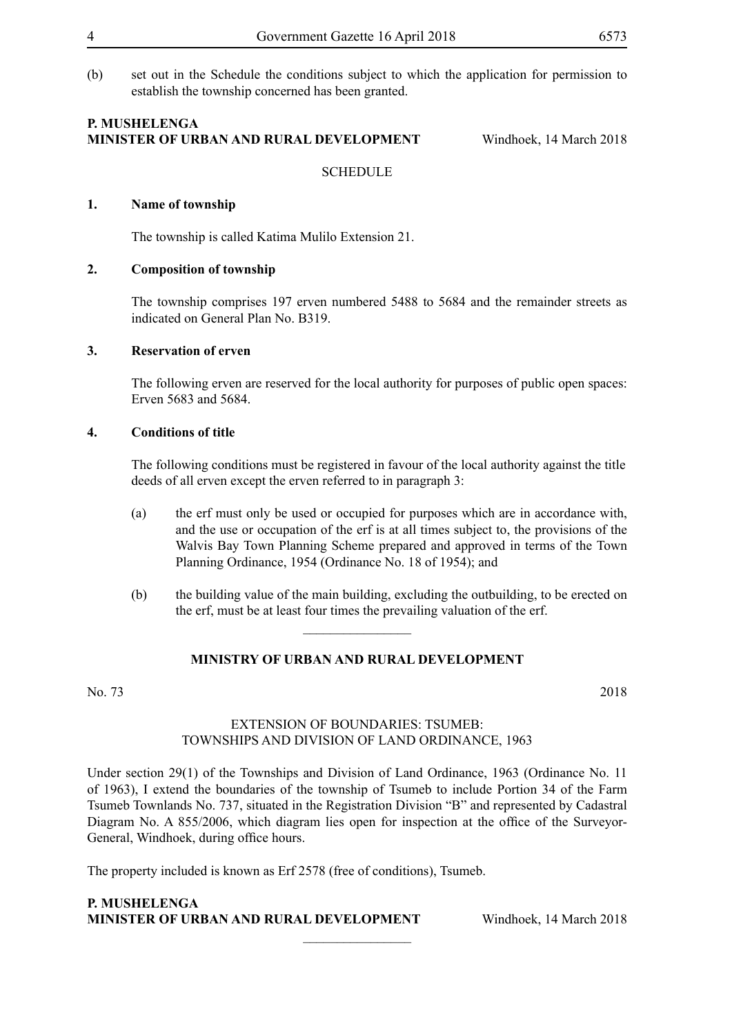(b) set out in the Schedule the conditions subject to which the application for permission to establish the township concerned has been granted.

**P. MUSHELENGA**
**MINISTER OF URBAN AND RURAL DEVELOPMENT** Windhoek, 14 March 2018

SCHEDULE

**1. Name of township**

The township is called Katima Mulilo Extension 21.

**2. Composition of township**

The township comprises 197 erven numbered 5488 to 5684 and the remainder streets as indicated on General Plan No. B319.

**3. Reservation of erven**

The following erven are reserved for the local authority for purposes of public open spaces: Erven 5683 and 5684.

**4. Conditions of title**

The following conditions must be registered in favour of the local authority against the title deeds of all erven except the erven referred to in paragraph 3:

(a) the erf must only be used or occupied for purposes which are in accordance with, and the use or occupation of the erf is at all times subject to, the provisions of the Walvis Bay Town Planning Scheme prepared and approved in terms of the Town Planning Ordinance, 1954 (Ordinance No. 18 of 1954); and

(b) the building value of the main building, excluding the outbuilding, to be erected on the erf, must be at least four times the prevailing valuation of the erf.

---

## MINISTRY OF URBAN AND RURAL DEVELOPMENT

No. 73 2018

EXTENSION OF BOUNDARIES: TSUMEB:
TOWNSHIPS AND DIVISION OF LAND ORDINANCE, 1963

Under section 29(1) of the Townships and Division of Land Ordinance, 1963 (Ordinance No. 11 of 1963), I extend the boundaries of the township of Tsumeb to include Portion 34 of the Farm Tsumeb Townlands No. 737, situated in the Registration Division "B" and represented by Cadastral Diagram No. A 855/2006, which diagram lies open for inspection at the office of the Surveyor-General, Windhoek, during office hours.

The property included is known as Erf 2578 (free of conditions), Tsumeb.

**P. MUSHELENGA**
**MINISTER OF URBAN AND RURAL DEVELOPMENT** Windhoek, 14 March 2018

---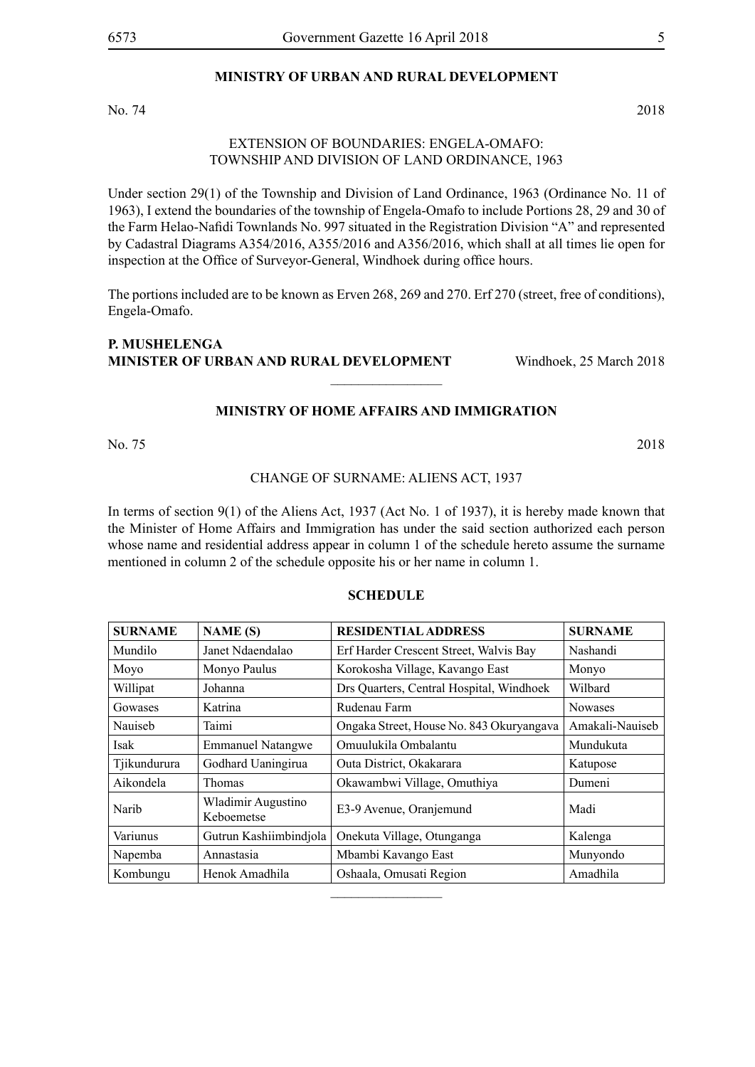## MINISTRY OF URBAN AND RURAL DEVELOPMENT

No. 74 2018

EXTENSION OF BOUNDARIES: ENGELA-OMAFO:
TOWNSHIP AND DIVISION OF LAND ORDINANCE, 1963

Under section 29(1) of the Township and Division of Land Ordinance, 1963 (Ordinance No. 11 of 1963), I extend the boundaries of the township of Engela-Omafo to include Portions 28, 29 and 30 of the Farm Helao-Nafidi Townlands No. 997 situated in the Registration Division "A" and represented by Cadastral Diagrams A354/2016, A355/2016 and A356/2016, which shall at all times lie open for inspection at the Office of Surveyor-General, Windhoek during office hours.

The portions included are to be known as Erven 268, 269 and 270. Erf 270 (street, free of conditions), Engela-Omafo.

**P. MUSHELENGA**
**MINISTER OF URBAN AND RURAL DEVELOPMENT** Windhoek, 25 March 2018

---

## MINISTRY OF HOME AFFAIRS AND IMMIGRATION

No. 75 2018

CHANGE OF SURNAME: ALIENS ACT, 1937

In terms of section 9(1) of the Aliens Act, 1937 (Act No. 1 of 1937), it is hereby made known that the Minister of Home Affairs and Immigration has under the said section authorized each person whose name and residential address appear in column 1 of the schedule hereto assume the surname mentioned in column 2 of the schedule opposite his or her name in column 1.

**SCHEDULE**

| SURNAME | NAME (S) | RESIDENTIAL ADDRESS | SURNAME |
|---|---|---|---|
| Mundilo | Janet Ndaendalao | Erf Harder Crescent Street, Walvis Bay | Nashandi |
| Moyo | Monyo Paulus | Korokosha Village, Kavango East | Monyo |
| Willipat | Johanna | Drs Quarters, Central Hospital, Windhoek | Wilbard |
| Gowases | Katrina | Rudenau Farm | Nowases |
| Nauiseb | Taimi | Ongaka Street, House No. 843 Okuryangava | Amakali-Nauiseb |
| Isak | Emmanuel Natangwe | Omuulukila Ombalantu | Mundukuta |
| Tjikundurura | Godhard Uaningirua | Outa District, Okakarara | Katupose |
| Aikondela | Thomas | Okawambwi Village, Omuthiya | Dumeni |
| Narib | Wladimir Augustino Keboemetse | E3-9 Avenue, Oranjemund | Madi |
| Variunus | Gutrun Kashiimbindjola | Onekuta Village, Otunganga | Kalenga |
| Napemba | Annastasia | Mbambi Kavango East | Munyondo |
| Kombungu | Henok Amadhila | Oshaala, Omusati Region | Amadhila |

---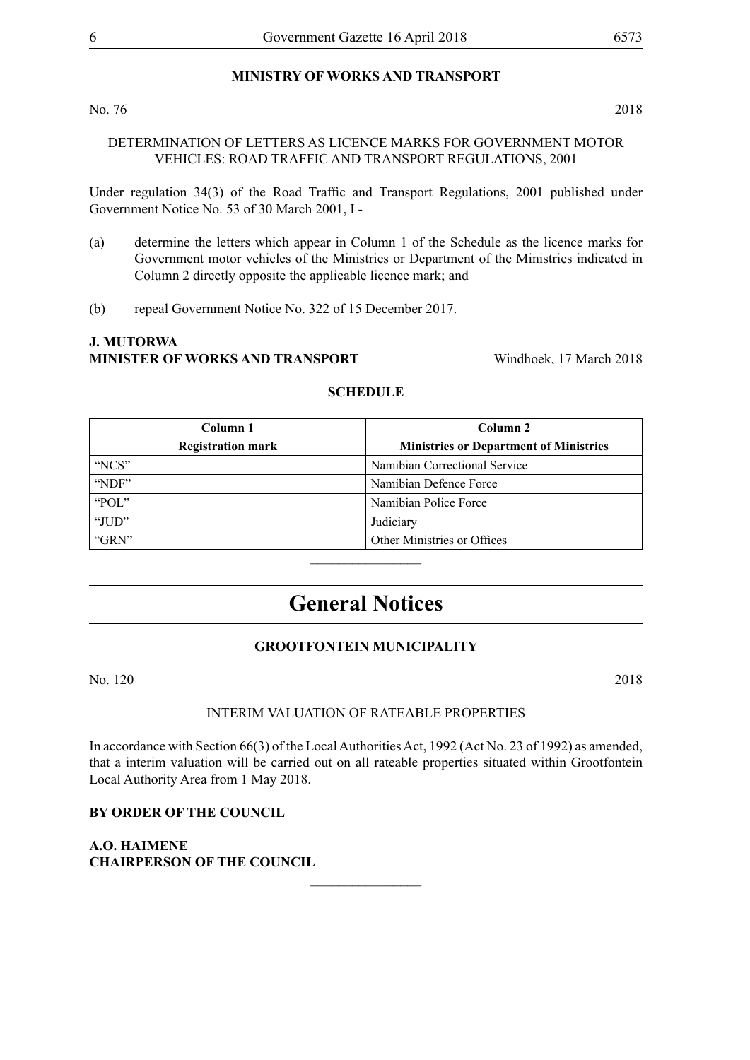**MINISTRY OF WORKS AND TRANSPORT**

No. 76 2018

DETERMINATION OF LETTERS AS LICENCE MARKS FOR GOVERNMENT MOTOR VEHICLES: ROAD TRAFFIC AND TRANSPORT REGULATIONS, 2001

Under regulation 34(3) of the Road Traffic and Transport Regulations, 2001 published under Government Notice No. 53 of 30 March 2001, I -

(a) determine the letters which appear in Column 1 of the Schedule as the licence marks for Government motor vehicles of the Ministries or Department of the Ministries indicated in Column 2 directly opposite the applicable licence mark; and

(b) repeal Government Notice No. 322 of 15 December 2017.

**J. MUTORWA**
**MINISTER OF WORKS AND TRANSPORT** Windhoek, 17 March 2018

**SCHEDULE**

| Column 1 | Column 2 |
|---|---|
| **Registration mark** | **Ministries or Department of Ministries** |
| "NCS" | Namibian Correctional Service |
| "NDF" | Namibian Defence Force |
| "POL" | Namibian Police Force |
| "JUD" | Judiciary |
| "GRN" | Other Ministries or Offices |

# General Notices

**GROOTFONTEIN MUNICIPALITY**

No. 120 2018

INTERIM VALUATION OF RATEABLE PROPERTIES

In accordance with Section 66(3) of the Local Authorities Act, 1992 (Act No. 23 of 1992) as amended, that a interim valuation will be carried out on all rateable properties situated within Grootfontein Local Authority Area from 1 May 2018.

**BY ORDER OF THE COUNCIL**

**A.O. HAIMENE**
**CHAIRPERSON OF THE COUNCIL**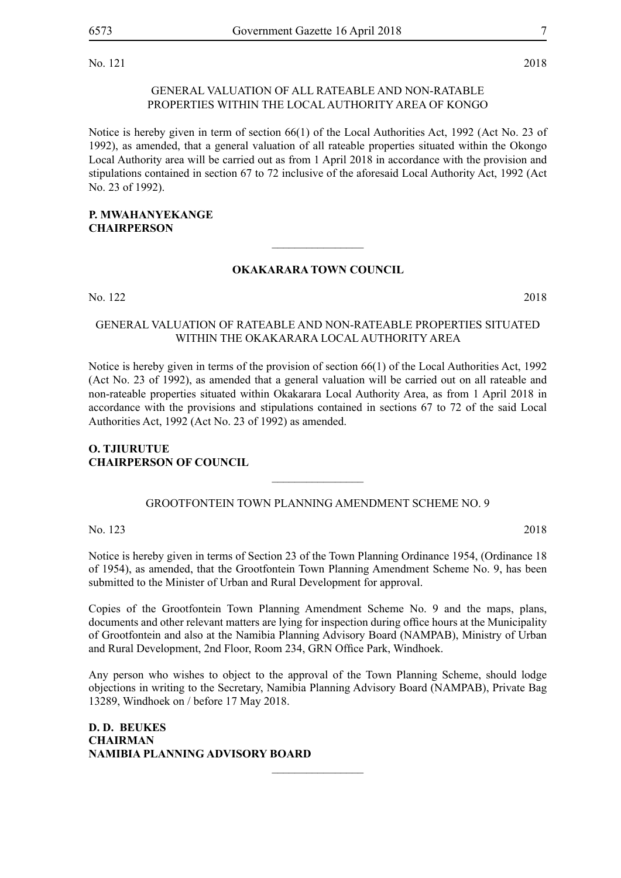No. 121 2018

GENERAL VALUATION OF ALL RATEABLE AND NON-RATABLE PROPERTIES WITHIN THE LOCAL AUTHORITY AREA OF KONGO

Notice is hereby given in term of section 66(1) of the Local Authorities Act, 1992 (Act No. 23 of 1992), as amended, that a general valuation of all rateable properties situated within the Okongo Local Authority area will be carried out as from 1 April 2018 in accordance with the provision and stipulations contained in section 67 to 72 inclusive of the aforesaid Local Authority Act, 1992 (Act No. 23 of 1992).

**P. MWAHANYEKANGE**
**CHAIRPERSON**

---

**OKAKARARA TOWN COUNCIL**

No. 122 2018

GENERAL VALUATION OF RATEABLE AND NON-RATEABLE PROPERTIES SITUATED WITHIN THE OKAKARARA LOCAL AUTHORITY AREA

Notice is hereby given in terms of the provision of section 66(1) of the Local Authorities Act, 1992 (Act No. 23 of 1992), as amended that a general valuation will be carried out on all rateable and non-rateable properties situated within Okakarara Local Authority Area, as from 1 April 2018 in accordance with the provisions and stipulations contained in sections 67 to 72 of the said Local Authorities Act, 1992 (Act No. 23 of 1992) as amended.

**O. TJIURUTUE**
**CHAIRPERSON OF COUNCIL**

---

GROOTFONTEIN TOWN PLANNING AMENDMENT SCHEME NO. 9

No. 123 2018

Notice is hereby given in terms of Section 23 of the Town Planning Ordinance 1954, (Ordinance 18 of 1954), as amended, that the Grootfontein Town Planning Amendment Scheme No. 9, has been submitted to the Minister of Urban and Rural Development for approval.

Copies of the Grootfontein Town Planning Amendment Scheme No. 9 and the maps, plans, documents and other relevant matters are lying for inspection during office hours at the Municipality of Grootfontein and also at the Namibia Planning Advisory Board (NAMPAB), Ministry of Urban and Rural Development, 2nd Floor, Room 234, GRN Office Park, Windhoek.

Any person who wishes to object to the approval of the Town Planning Scheme, should lodge objections in writing to the Secretary, Namibia Planning Advisory Board (NAMPAB), Private Bag 13289, Windhoek on / before 17 May 2018.

**D. D. BEUKES**
**CHAIRMAN**
**NAMIBIA PLANNING ADVISORY BOARD**

---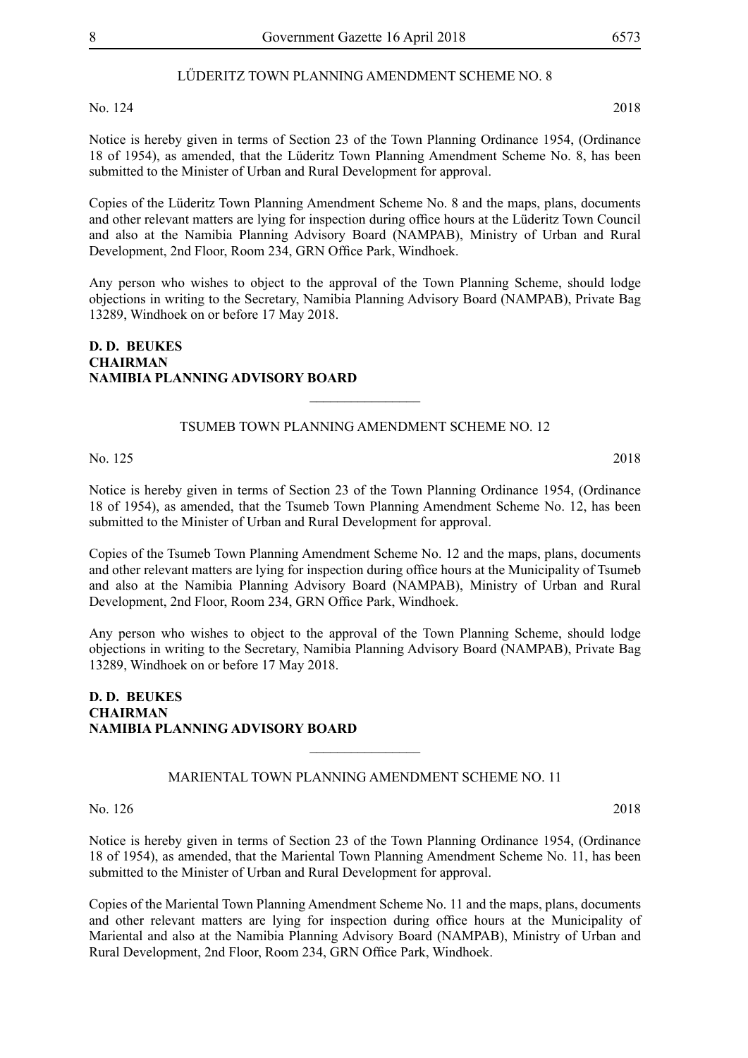## LŰDERITZ TOWN PLANNING AMENDMENT SCHEME NO. 8

No. 124 2018

Notice is hereby given in terms of Section 23 of the Town Planning Ordinance 1954, (Ordinance 18 of 1954), as amended, that the Lüderitz Town Planning Amendment Scheme No. 8, has been submitted to the Minister of Urban and Rural Development for approval.

Copies of the Lüderitz Town Planning Amendment Scheme No. 8 and the maps, plans, documents and other relevant matters are lying for inspection during office hours at the Lüderitz Town Council and also at the Namibia Planning Advisory Board (NAMPAB), Ministry of Urban and Rural Development, 2nd Floor, Room 234, GRN Office Park, Windhoek.

Any person who wishes to object to the approval of the Town Planning Scheme, should lodge objections in writing to the Secretary, Namibia Planning Advisory Board (NAMPAB), Private Bag 13289, Windhoek on or before 17 May 2018.

**D. D. BEUKES**
**CHAIRMAN**
**NAMIBIA PLANNING ADVISORY BOARD**

________________

## TSUMEB TOWN PLANNING AMENDMENT SCHEME NO. 12

No. 125 2018

Notice is hereby given in terms of Section 23 of the Town Planning Ordinance 1954, (Ordinance 18 of 1954), as amended, that the Tsumeb Town Planning Amendment Scheme No. 12, has been submitted to the Minister of Urban and Rural Development for approval.

Copies of the Tsumeb Town Planning Amendment Scheme No. 12 and the maps, plans, documents and other relevant matters are lying for inspection during office hours at the Municipality of Tsumeb and also at the Namibia Planning Advisory Board (NAMPAB), Ministry of Urban and Rural Development, 2nd Floor, Room 234, GRN Office Park, Windhoek.

Any person who wishes to object to the approval of the Town Planning Scheme, should lodge objections in writing to the Secretary, Namibia Planning Advisory Board (NAMPAB), Private Bag 13289, Windhoek on or before 17 May 2018.

**D. D. BEUKES**
**CHAIRMAN**
**NAMIBIA PLANNING ADVISORY BOARD**

________________

## MARIENTAL TOWN PLANNING AMENDMENT SCHEME NO. 11

No. 126 2018

Notice is hereby given in terms of Section 23 of the Town Planning Ordinance 1954, (Ordinance 18 of 1954), as amended, that the Mariental Town Planning Amendment Scheme No. 11, has been submitted to the Minister of Urban and Rural Development for approval.

Copies of the Mariental Town Planning Amendment Scheme No. 11 and the maps, plans, documents and other relevant matters are lying for inspection during office hours at the Municipality of Mariental and also at the Namibia Planning Advisory Board (NAMPAB), Ministry of Urban and Rural Development, 2nd Floor, Room 234, GRN Office Park, Windhoek.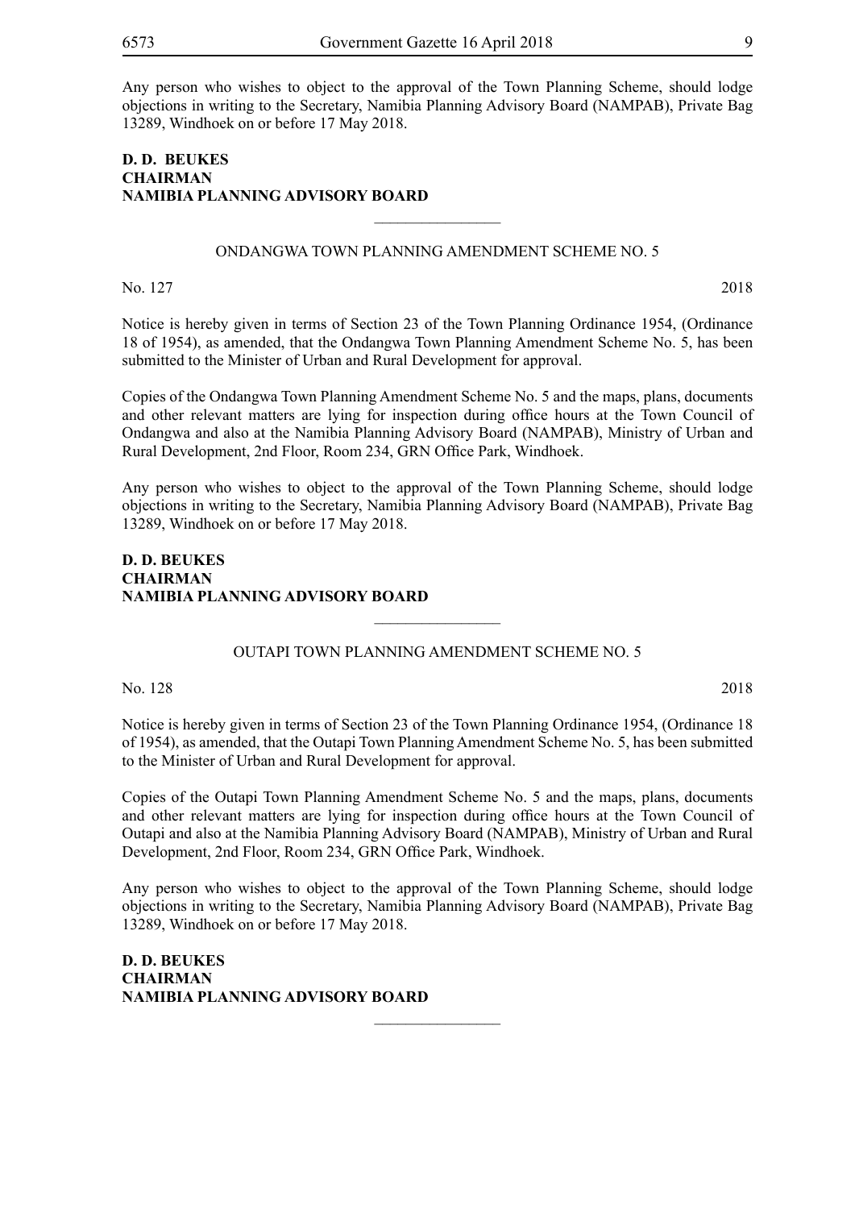Any person who wishes to object to the approval of the Town Planning Scheme, should lodge objections in writing to the Secretary, Namibia Planning Advisory Board (NAMPAB), Private Bag 13289, Windhoek on or before 17 May 2018.

**D. D. BEUKES**
**CHAIRMAN**
**NAMIBIA PLANNING ADVISORY BOARD**

---

## ONDANGWA TOWN PLANNING AMENDMENT SCHEME NO. 5

No. 127 2018

Notice is hereby given in terms of Section 23 of the Town Planning Ordinance 1954, (Ordinance 18 of 1954), as amended, that the Ondangwa Town Planning Amendment Scheme No. 5, has been submitted to the Minister of Urban and Rural Development for approval.

Copies of the Ondangwa Town Planning Amendment Scheme No. 5 and the maps, plans, documents and other relevant matters are lying for inspection during office hours at the Town Council of Ondangwa and also at the Namibia Planning Advisory Board (NAMPAB), Ministry of Urban and Rural Development, 2nd Floor, Room 234, GRN Office Park, Windhoek.

Any person who wishes to object to the approval of the Town Planning Scheme, should lodge objections in writing to the Secretary, Namibia Planning Advisory Board (NAMPAB), Private Bag 13289, Windhoek on or before 17 May 2018.

**D. D. BEUKES**
**CHAIRMAN**
**NAMIBIA PLANNING ADVISORY BOARD**

---

## OUTAPI TOWN PLANNING AMENDMENT SCHEME NO. 5

No. 128 2018

Notice is hereby given in terms of Section 23 of the Town Planning Ordinance 1954, (Ordinance 18 of 1954), as amended, that the Outapi Town Planning Amendment Scheme No. 5, has been submitted to the Minister of Urban and Rural Development for approval.

Copies of the Outapi Town Planning Amendment Scheme No. 5 and the maps, plans, documents and other relevant matters are lying for inspection during office hours at the Town Council of Outapi and also at the Namibia Planning Advisory Board (NAMPAB), Ministry of Urban and Rural Development, 2nd Floor, Room 234, GRN Office Park, Windhoek.

Any person who wishes to object to the approval of the Town Planning Scheme, should lodge objections in writing to the Secretary, Namibia Planning Advisory Board (NAMPAB), Private Bag 13289, Windhoek on or before 17 May 2018.

**D. D. BEUKES**
**CHAIRMAN**
**NAMIBIA PLANNING ADVISORY BOARD**

---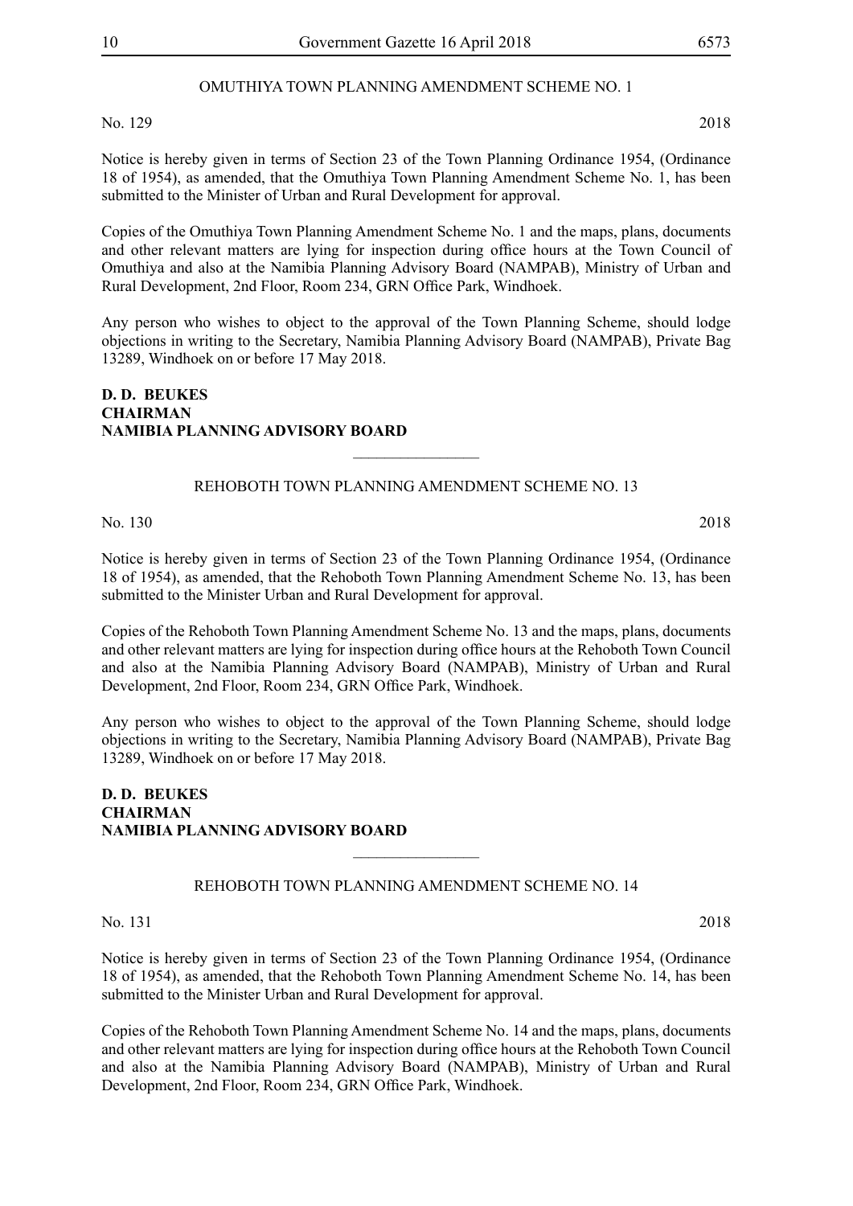## OMUTHIYA TOWN PLANNING AMENDMENT SCHEME NO. 1

No. 129 2018

Notice is hereby given in terms of Section 23 of the Town Planning Ordinance 1954, (Ordinance 18 of 1954), as amended, that the Omuthiya Town Planning Amendment Scheme No. 1, has been submitted to the Minister of Urban and Rural Development for approval.

Copies of the Omuthiya Town Planning Amendment Scheme No. 1 and the maps, plans, documents and other relevant matters are lying for inspection during office hours at the Town Council of Omuthiya and also at the Namibia Planning Advisory Board (NAMPAB), Ministry of Urban and Rural Development, 2nd Floor, Room 234, GRN Office Park, Windhoek.

Any person who wishes to object to the approval of the Town Planning Scheme, should lodge objections in writing to the Secretary, Namibia Planning Advisory Board (NAMPAB), Private Bag 13289, Windhoek on or before 17 May 2018.

**D. D. BEUKES**
**CHAIRMAN**
**NAMIBIA PLANNING ADVISORY BOARD**

---

## REHOBOTH TOWN PLANNING AMENDMENT SCHEME NO. 13

No. 130 2018

Notice is hereby given in terms of Section 23 of the Town Planning Ordinance 1954, (Ordinance 18 of 1954), as amended, that the Rehoboth Town Planning Amendment Scheme No. 13, has been submitted to the Minister Urban and Rural Development for approval.

Copies of the Rehoboth Town Planning Amendment Scheme No. 13 and the maps, plans, documents and other relevant matters are lying for inspection during office hours at the Rehoboth Town Council and also at the Namibia Planning Advisory Board (NAMPAB), Ministry of Urban and Rural Development, 2nd Floor, Room 234, GRN Office Park, Windhoek.

Any person who wishes to object to the approval of the Town Planning Scheme, should lodge objections in writing to the Secretary, Namibia Planning Advisory Board (NAMPAB), Private Bag 13289, Windhoek on or before 17 May 2018.

**D. D. BEUKES**
**CHAIRMAN**
**NAMIBIA PLANNING ADVISORY BOARD**

---

## REHOBOTH TOWN PLANNING AMENDMENT SCHEME NO. 14

No. 131 2018

Notice is hereby given in terms of Section 23 of the Town Planning Ordinance 1954, (Ordinance 18 of 1954), as amended, that the Rehoboth Town Planning Amendment Scheme No. 14, has been submitted to the Minister Urban and Rural Development for approval.

Copies of the Rehoboth Town Planning Amendment Scheme No. 14 and the maps, plans, documents and other relevant matters are lying for inspection during office hours at the Rehoboth Town Council and also at the Namibia Planning Advisory Board (NAMPAB), Ministry of Urban and Rural Development, 2nd Floor, Room 234, GRN Office Park, Windhoek.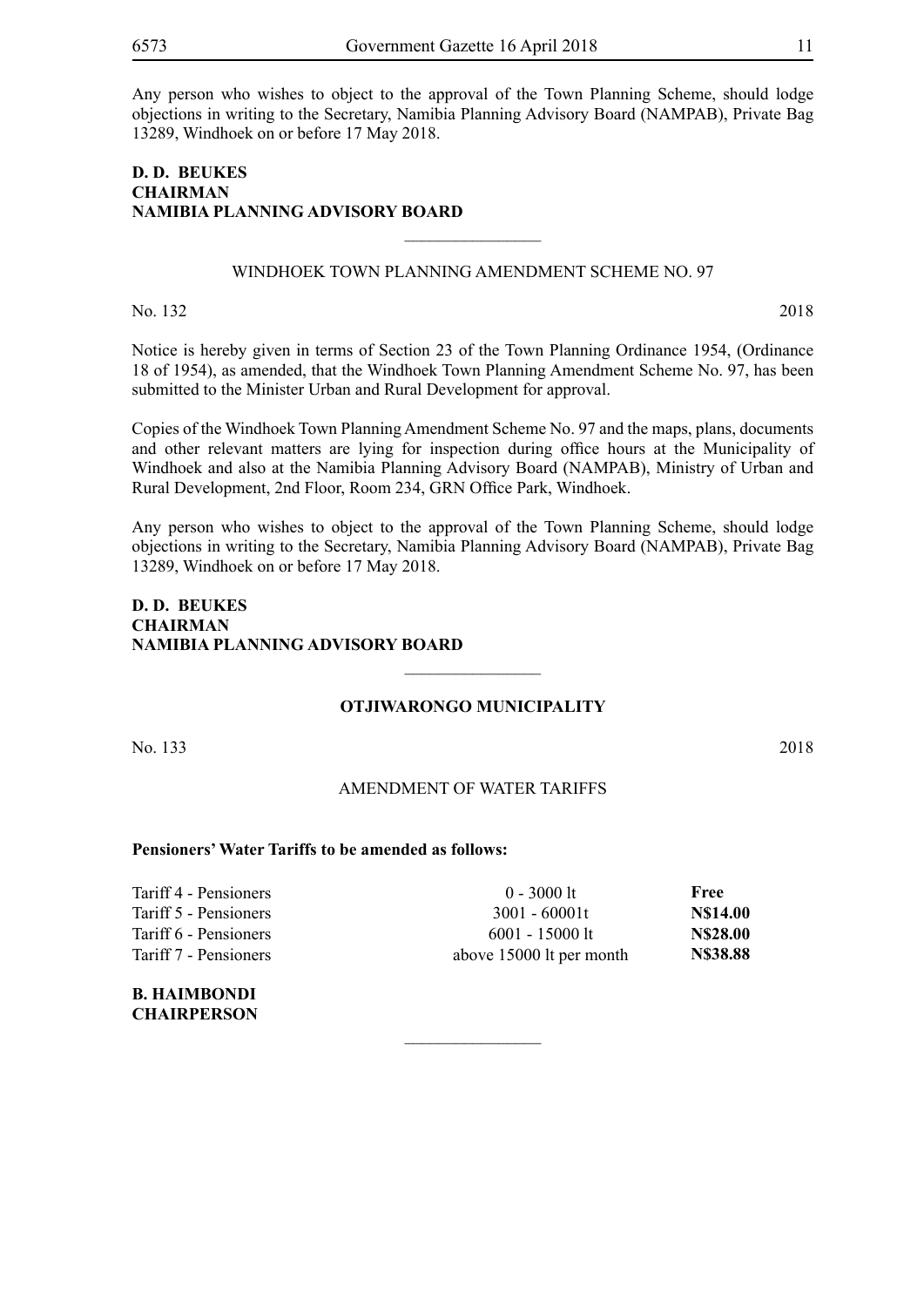Any person who wishes to object to the approval of the Town Planning Scheme, should lodge objections in writing to the Secretary, Namibia Planning Advisory Board (NAMPAB), Private Bag 13289, Windhoek on or before 17 May 2018.

**D. D. BEUKES**
**CHAIRMAN**
**NAMIBIA PLANNING ADVISORY BOARD**

---

WINDHOEK TOWN PLANNING AMENDMENT SCHEME NO. 97

No. 132 2018

Notice is hereby given in terms of Section 23 of the Town Planning Ordinance 1954, (Ordinance 18 of 1954), as amended, that the Windhoek Town Planning Amendment Scheme No. 97, has been submitted to the Minister Urban and Rural Development for approval.

Copies of the Windhoek Town Planning Amendment Scheme No. 97 and the maps, plans, documents and other relevant matters are lying for inspection during office hours at the Municipality of Windhoek and also at the Namibia Planning Advisory Board (NAMPAB), Ministry of Urban and Rural Development, 2nd Floor, Room 234, GRN Office Park, Windhoek.

Any person who wishes to object to the approval of the Town Planning Scheme, should lodge objections in writing to the Secretary, Namibia Planning Advisory Board (NAMPAB), Private Bag 13289, Windhoek on or before 17 May 2018.

**D. D. BEUKES**
**CHAIRMAN**
**NAMIBIA PLANNING ADVISORY BOARD**

---

**OTJIWARONGO MUNICIPALITY**

No. 133 2018

AMENDMENT OF WATER TARIFFS

**Pensioners' Water Tariffs to be amended as follows:**

| | | |
|---|---|---|
| Tariff 4 - Pensioners | 0 - 3000 lt | **Free** |
| Tariff 5 - Pensioners | 3001 - 60001t | **N$14.00** |
| Tariff 6 - Pensioners | 6001 - 15000 lt | **N$28.00** |
| Tariff 7 - Pensioners | above 15000 lt per month | **N$38.88** |

**B. HAIMBONDI**
**CHAIRPERSON**

---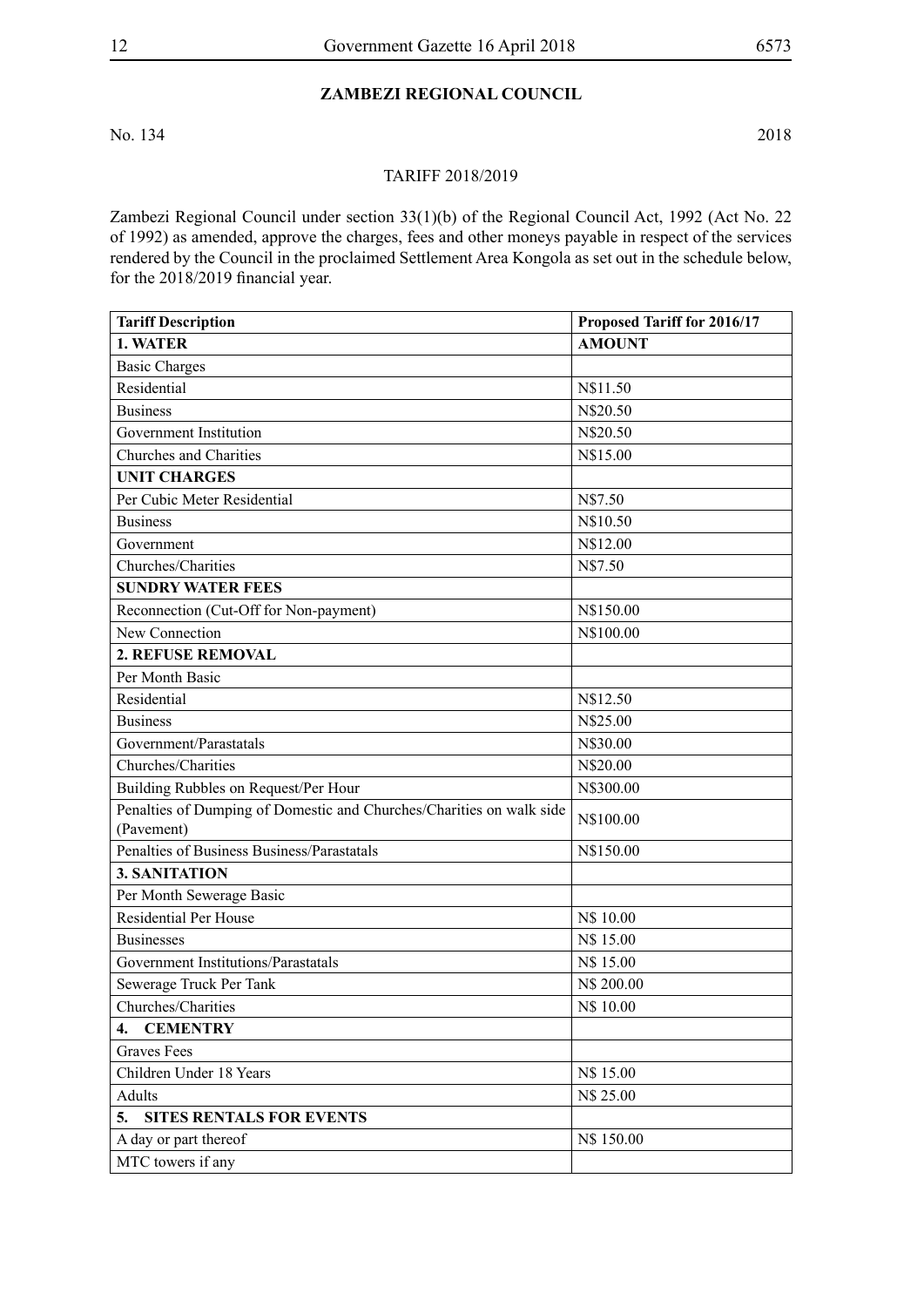## ZAMBEZI REGIONAL COUNCIL

No. 134 2018

TARIFF 2018/2019

Zambezi Regional Council under section 33(1)(b) of the Regional Council Act, 1992 (Act No. 22 of 1992) as amended, approve the charges, fees and other moneys payable in respect of the services rendered by the Council in the proclaimed Settlement Area Kongola as set out in the schedule below, for the 2018/2019 financial year.

| **Tariff Description** | **Proposed Tariff for 2016/17** |
|---|---|
| **1. WATER** | **AMOUNT** |
| Basic Charges | |
| Residential | N$11.50 |
| Business | N$20.50 |
| Government Institution | N$20.50 |
| Churches and Charities | N$15.00 |
| **UNIT CHARGES** | |
| Per Cubic Meter Residential | N$7.50 |
| Business | N$10.50 |
| Government | N$12.00 |
| Churches/Charities | N$7.50 |
| **SUNDRY WATER FEES** | |
| Reconnection (Cut-Off for Non-payment) | N$150.00 |
| New Connection | N$100.00 |
| **2. REFUSE REMOVAL** | |
| Per Month Basic | |
| Residential | N$12.50 |
| Business | N$25.00 |
| Government/Parastatals | N$30.00 |
| Churches/Charities | N$20.00 |
| Building Rubbles on Request/Per Hour | N$300.00 |
| Penalties of Dumping of Domestic and Churches/Charities on walk side (Pavement) | N$100.00 |
| Penalties of Business Business/Parastatals | N$150.00 |
| **3. SANITATION** | |
| Per Month Sewerage Basic | |
| Residential Per House | N$ 10.00 |
| Businesses | N$ 15.00 |
| Government Institutions/Parastatals | N$ 15.00 |
| Sewerage Truck Per Tank | N$ 200.00 |
| Churches/Charities | N$ 10.00 |
| **4. CEMENTRY** | |
| Graves Fees | |
| Children Under 18 Years | N$ 15.00 |
| Adults | N$ 25.00 |
| **5. SITES RENTALS FOR EVENTS** | |
| A day or part thereof | N$ 150.00 |
| MTC towers if any | |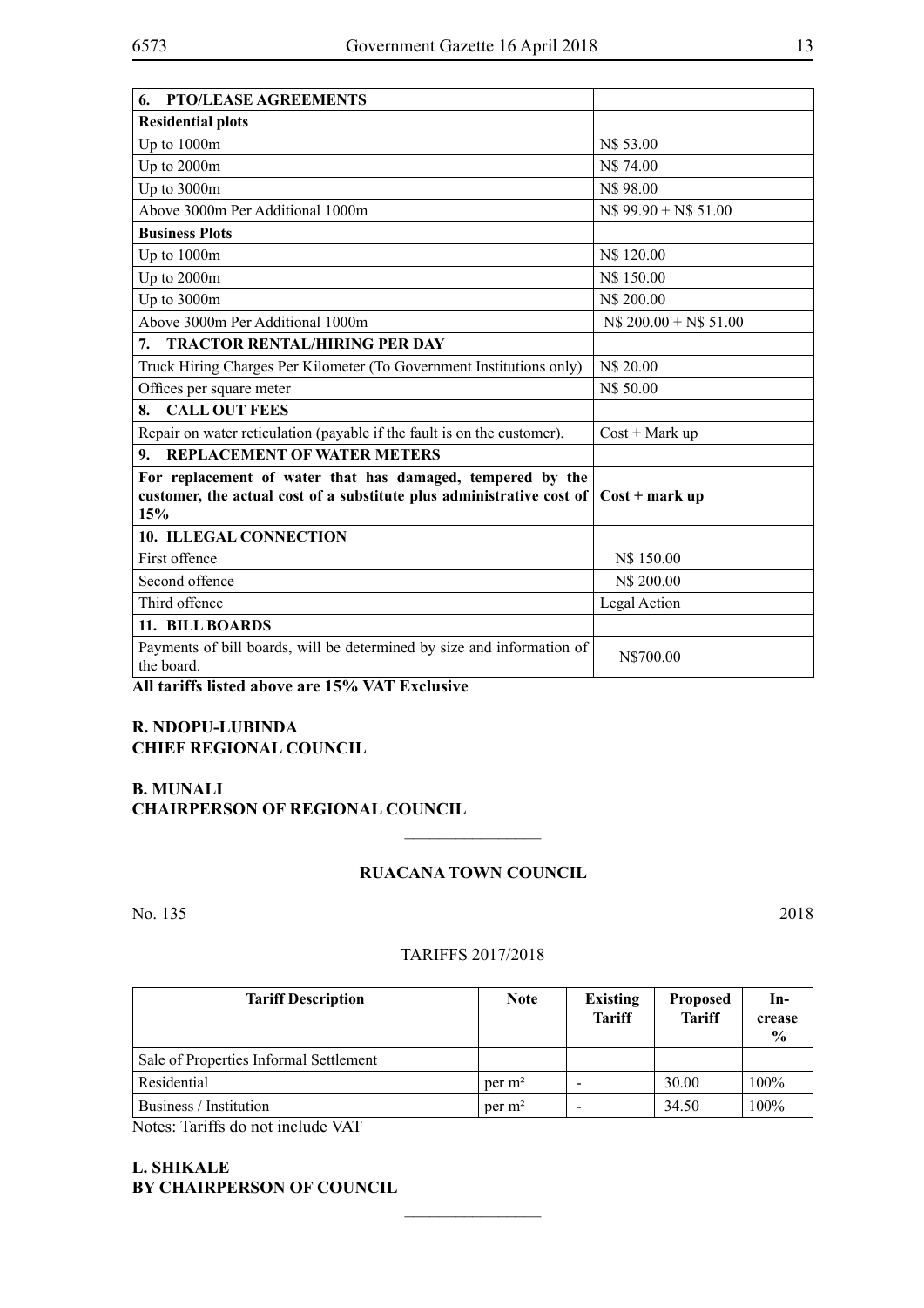| | |
|---|---|
| **6. PTO/LEASE AGREEMENTS** | |
| **Residential plots** | |
| Up to 1000m | N$ 53.00 |
| Up to 2000m | N$ 74.00 |
| Up to 3000m | N$ 98.00 |
| Above 3000m Per Additional 1000m | N$ 99.90 + N$ 51.00 |
| **Business Plots** | |
| Up to 1000m | N$ 120.00 |
| Up to 2000m | N$ 150.00 |
| Up to 3000m | N$ 200.00 |
| Above 3000m Per Additional 1000m | N$ 200.00 + N$ 51.00 |
| **7. TRACTOR RENTAL/HIRING PER DAY** | |
| Truck Hiring Charges Per Kilometer (To Government Institutions only) | N$ 20.00 |
| Offices per square meter | N$ 50.00 |
| **8. CALL OUT FEES** | |
| Repair on water reticulation (payable if the fault is on the customer). | Cost + Mark up |
| **9. REPLACEMENT OF WATER METERS** | |
| **For replacement of water that has damaged, tempered by the customer, the actual cost of a substitute plus administrative cost of 15%** | **Cost + mark up** |
| **10. ILLEGAL CONNECTION** | |
| First offence | N$ 150.00 |
| Second offence | N$ 200.00 |
| Third offence | Legal Action |
| **11. BILL BOARDS** | |
| Payments of bill boards, will be determined by size and information of the board. | N$700.00 |

**All tariffs listed above are 15% VAT Exclusive**

**R. NDOPU-LUBINDA**
**CHIEF REGIONAL COUNCIL**

**B. MUNALI**
**CHAIRPERSON OF REGIONAL COUNCIL**

---

## RUACANA TOWN COUNCIL

No. 135 2018

TARIFFS 2017/2018

| Tariff Description | Note | Existing Tariff | Proposed Tariff | Increase % |
|---|---|---|---|---|
| Sale of Properties Informal Settlement | | | | |
| Residential | per m² | - | 30.00 | 100% |
| Business / Institution | per m² | - | 34.50 | 100% |

Notes: Tariffs do not include VAT

**L. SHIKALE**
**BY CHAIRPERSON OF COUNCIL**

---